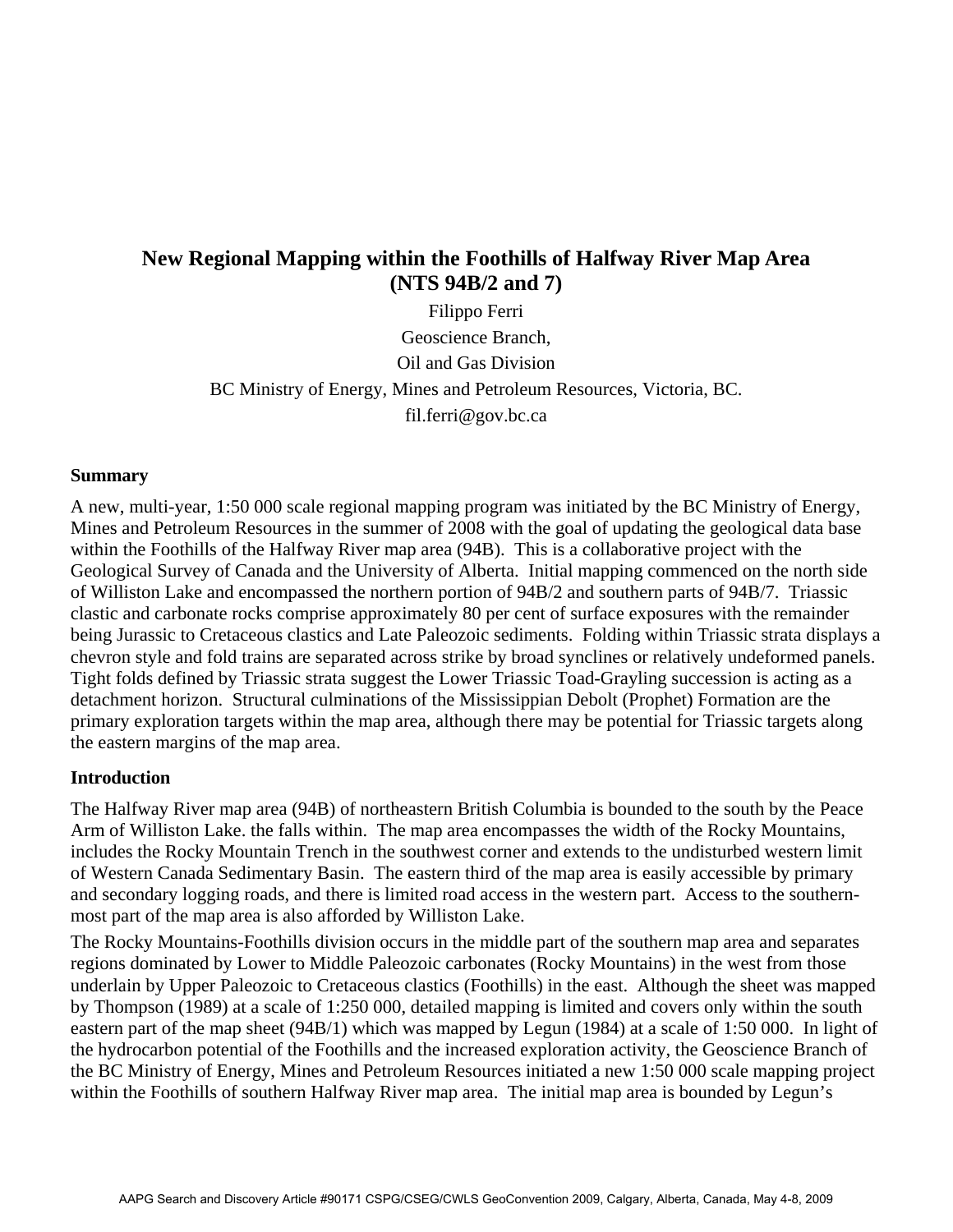# New Regional Mapping within the Foothills of Halfway River Map Area (NTS 94B/2 and 7)

Filippo Ferri

Geoscience Branch,

Oil and Gas Division

BC Ministry of Energy, Mines and Petroleum Resources, Victoria, BC.

fil.ferri@gov.bc.ca

## Summary

A new, multi-year, 1:50 000 scale regional mapping program was initiated by the BC Ministry of Energy, Mines and Petroleum Resources in the summer of 2008 with the goal of updating the geological data base within the Foothills of the Halfway River map area (94B). This is a collaborative project with the Geological Survey of Canada and the University of Alberta. Initial mapping commenced on the north side of Williston Lake and encompassed the northern portion of 94B/2 and southern parts of 94B/7. Triassic clastic and carbonate rocks comprise approximately 80 per cent of surface exposures with the remainder being Jurassic to Cretaceous clastics and Late Paleozoic sediments. Folding within Triassic strata displays a chevron style and fold trains are separated across strike by broad synclines or relatively undeformed panels. Tight folds defined by Triassic strata suggest the Lower Triassic Toad-Grayling succession is acting as a detachment horizon. Structural culminations of the Mississippian Debolt (Prophet) Formation are the primary exploration targets within the map area, although there may be potential for Triassic targets along the eastern margins of the map area.

## Introduction

The Halfway River map area (94B) of northeastern British Columbia is bounded to the south by the Peace Arm of Williston Lake. the falls within. The map area encompasses the width of the Rocky Mountains, includes the Rocky Mountain Trench in the southwest corner and extends to the undisturbed western limit of Western Canada Sedimentary Basin. The eastern third of the map area is easily accessible by primary and secondary logging roads, and there is limited road access in the western part. Access to the southern-most part of the map area is also afforded by Williston Lake.

The Rocky Mountains-Foothills division occurs in the middle part of the southern map area and separates regions dominated by Lower to Middle Paleozoic carbonates (Rocky Mountains) in the west from those underlain by Upper Paleozoic to Cretaceous clastics (Foothills) in the east. Although the sheet was mapped by Thompson (1989) at a scale of 1:250 000, detailed mapping is limited and covers only within the south eastern part of the map sheet (94B/1) which was mapped by Legun (1984) at a scale of 1:50 000. In light of the hydrocarbon potential of the Foothills and the increased exploration activity, the Geoscience Branch of the BC Ministry of Energy, Mines and Petroleum Resources initiated a new 1:50 000 scale mapping project within the Foothills of southern Halfway River map area. The initial map area is bounded by Legun's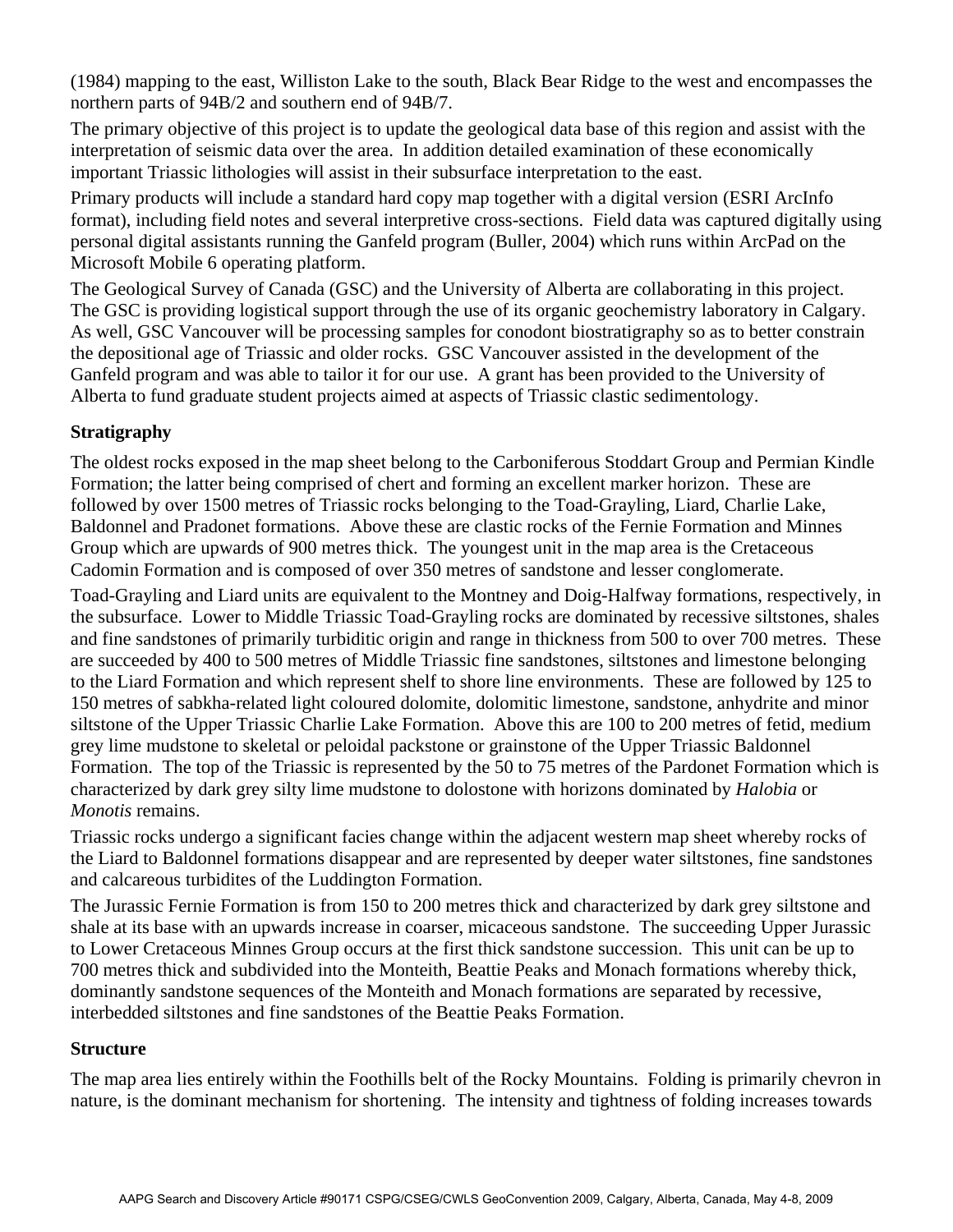(1984) mapping to the east, Williston Lake to the south, Black Bear Ridge to the west and encompasses the northern parts of 94B/2 and southern end of 94B/7.

The primary objective of this project is to update the geological data base of this region and assist with the interpretation of seismic data over the area. In addition detailed examination of these economically important Triassic lithologies will assist in their subsurface interpretation to the east.

Primary products will include a standard hard copy map together with a digital version (ESRI ArcInfo format), including field notes and several interpretive cross-sections. Field data was captured digitally using personal digital assistants running the Ganfeld program (Buller, 2004) which runs within ArcPad on the Microsoft Mobile 6 operating platform.

The Geological Survey of Canada (GSC) and the University of Alberta are collaborating in this project. The GSC is providing logistical support through the use of its organic geochemistry laboratory in Calgary. As well, GSC Vancouver will be processing samples for conodont biostratigraphy so as to better constrain the depositional age of Triassic and older rocks. GSC Vancouver assisted in the development of the Ganfeld program and was able to tailor it for our use. A grant has been provided to the University of Alberta to fund graduate student projects aimed at aspects of Triassic clastic sedimentology.

**Stratigraphy**

The oldest rocks exposed in the map sheet belong to the Carboniferous Stoddart Group and Permian Kindle Formation; the latter being comprised of chert and forming an excellent marker horizon. These are followed by over 1500 metres of Triassic rocks belonging to the Toad-Grayling, Liard, Charlie Lake, Baldonnel and Pradonet formations. Above these are clastic rocks of the Fernie Formation and Minnes Group which are upwards of 900 metres thick. The youngest unit in the map area is the Cretaceous Cadomin Formation and is composed of over 350 metres of sandstone and lesser conglomerate.

Toad-Grayling and Liard units are equivalent to the Montney and Doig-Halfway formations, respectively, in the subsurface. Lower to Middle Triassic Toad-Grayling rocks are dominated by recessive siltstones, shales and fine sandstones of primarily turbiditic origin and range in thickness from 500 to over 700 metres. These are succeeded by 400 to 500 metres of Middle Triassic fine sandstones, siltstones and limestone belonging to the Liard Formation and which represent shelf to shore line environments. These are followed by 125 to 150 metres of sabkha-related light coloured dolomite, dolomitic limestone, sandstone, anhydrite and minor siltstone of the Upper Triassic Charlie Lake Formation. Above this are 100 to 200 metres of fetid, medium grey lime mudstone to skeletal or peloidal packstone or grainstone of the Upper Triassic Baldonnel Formation. The top of the Triassic is represented by the 50 to 75 metres of the Pardonet Formation which is characterized by dark grey silty lime mudstone to dolostone with horizons dominated by *Halobia* or *Monotis* remains.

Triassic rocks undergo a significant facies change within the adjacent western map sheet whereby rocks of the Liard to Baldonnel formations disappear and are represented by deeper water siltstones, fine sandstones and calcareous turbidites of the Luddington Formation.

The Jurassic Fernie Formation is from 150 to 200 metres thick and characterized by dark grey siltstone and shale at its base with an upwards increase in coarser, micaceous sandstone. The succeeding Upper Jurassic to Lower Cretaceous Minnes Group occurs at the first thick sandstone succession. This unit can be up to 700 metres thick and subdivided into the Monteith, Beattie Peaks and Monach formations whereby thick, dominantly sandstone sequences of the Monteith and Monach formations are separated by recessive, interbedded siltstones and fine sandstones of the Beattie Peaks Formation.

**Structure**

The map area lies entirely within the Foothills belt of the Rocky Mountains. Folding is primarily chevron in nature, is the dominant mechanism for shortening. The intensity and tightness of folding increases towards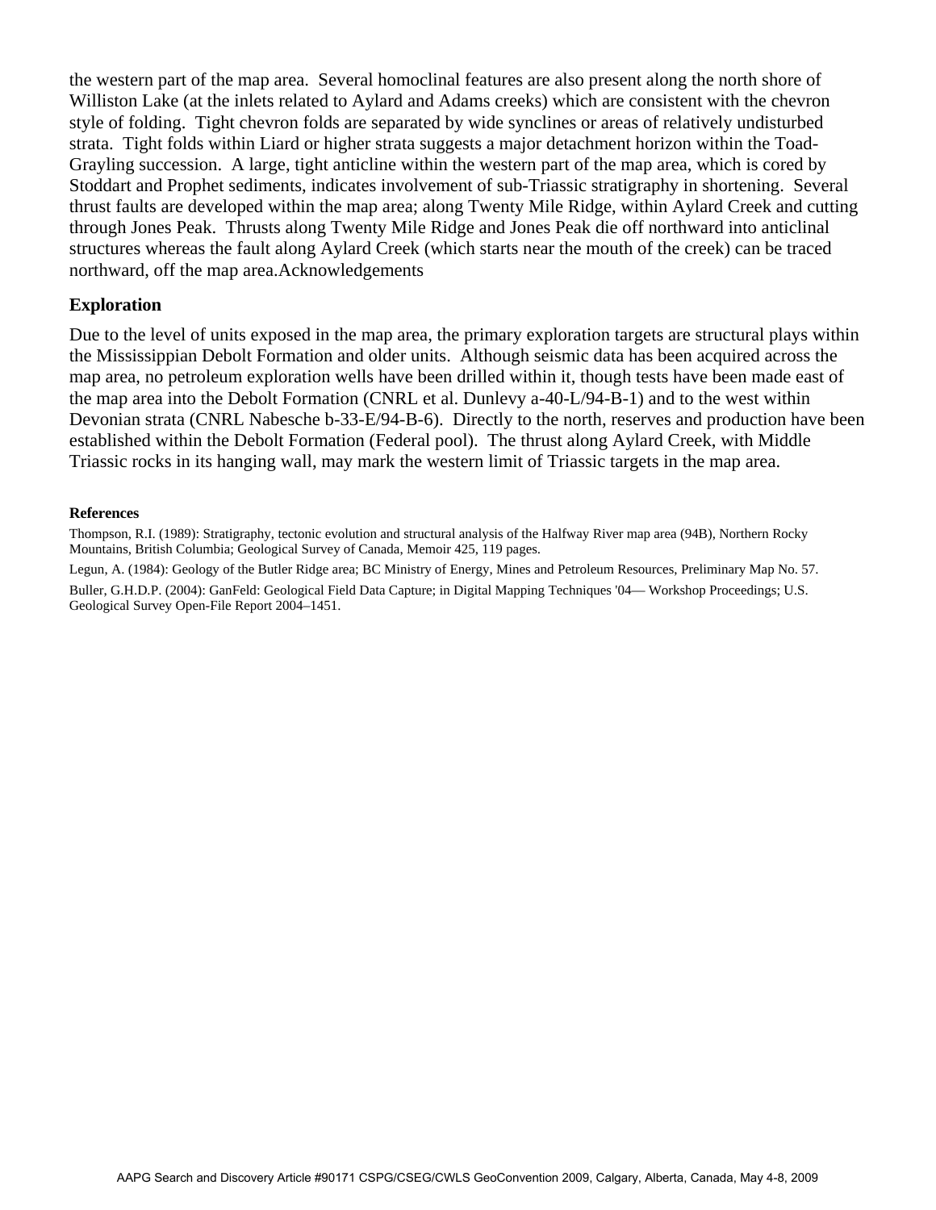the western part of the map area. Several homoclinal features are also present along the north shore of Williston Lake (at the inlets related to Aylard and Adams creeks) which are consistent with the chevron style of folding. Tight chevron folds are separated by wide synclines or areas of relatively undisturbed strata. Tight folds within Liard or higher strata suggests a major detachment horizon within the Toad-Grayling succession. A large, tight anticline within the western part of the map area, which is cored by Stoddart and Prophet sediments, indicates involvement of sub-Triassic stratigraphy in shortening. Several thrust faults are developed within the map area; along Twenty Mile Ridge, within Aylard Creek and cutting through Jones Peak. Thrusts along Twenty Mile Ridge and Jones Peak die off northward into anticlinal structures whereas the fault along Aylard Creek (which starts near the mouth of the creek) can be traced northward, off the map area.Acknowledgements

### Exploration

Due to the level of units exposed in the map area, the primary exploration targets are structural plays within the Mississippian Debolt Formation and older units. Although seismic data has been acquired across the map area, no petroleum exploration wells have been drilled within it, though tests have been made east of the map area into the Debolt Formation (CNRL et al. Dunlevy a-40-L/94-B-1) and to the west within Devonian strata (CNRL Nabesche b-33-E/94-B-6). Directly to the north, reserves and production have been established within the Debolt Formation (Federal pool). The thrust along Aylard Creek, with Middle Triassic rocks in its hanging wall, may mark the western limit of Triassic targets in the map area.

#### References

Thompson, R.I. (1989): Stratigraphy, tectonic evolution and structural analysis of the Halfway River map area (94B), Northern Rocky Mountains, British Columbia; Geological Survey of Canada, Memoir 425, 119 pages.

Legun, A. (1984): Geology of the Butler Ridge area; BC Ministry of Energy, Mines and Petroleum Resources, Preliminary Map No. 57.

Buller, G.H.D.P. (2004): GanFeld: Geological Field Data Capture; in Digital Mapping Techniques '04— Workshop Proceedings; U.S. Geological Survey Open-File Report 2004–1451.